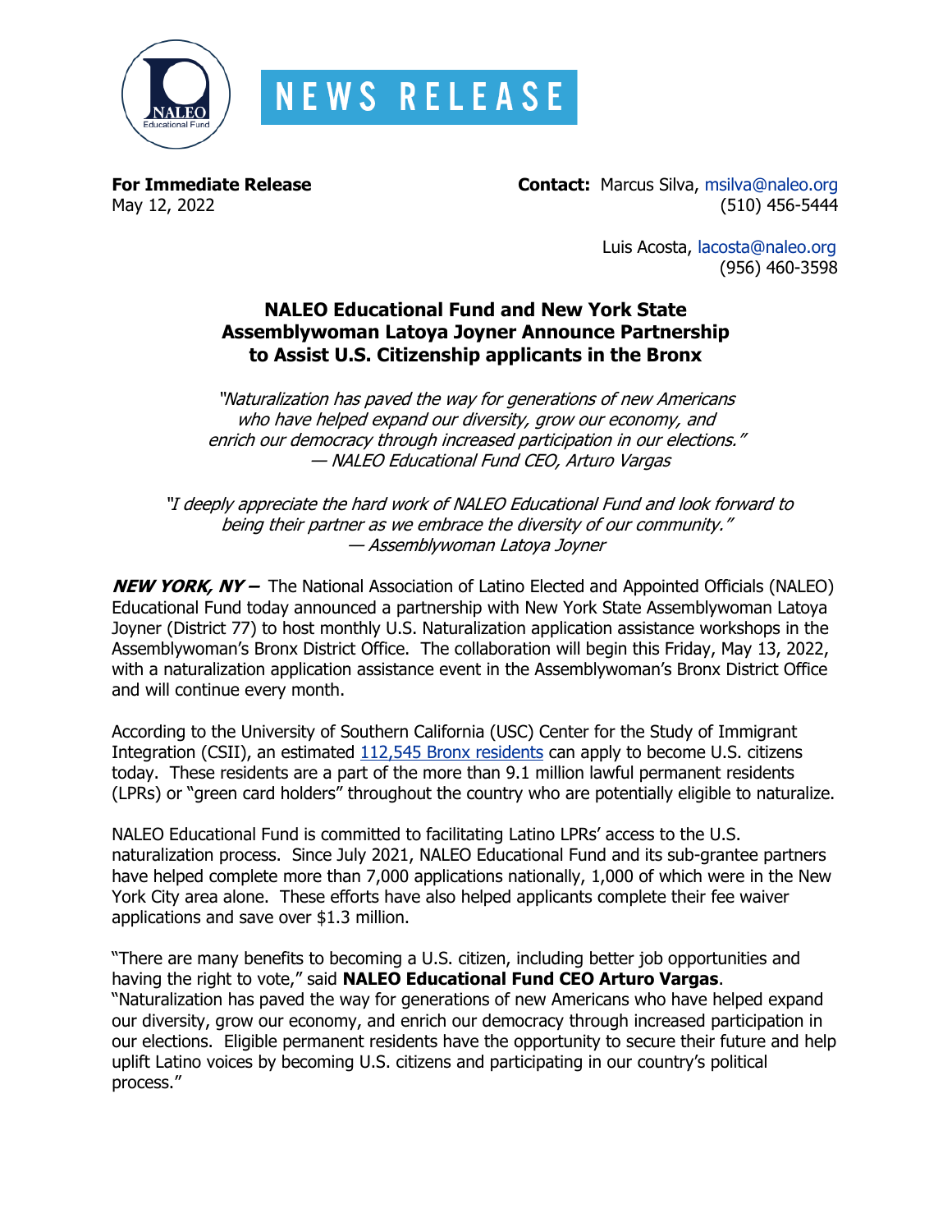NEWS RELEASE

**For Immediate Release**
May 12, 2022

**Contact:** Marcus Silva, msilva@naleo.org
(510) 456-5444

Luis Acosta, lacosta@naleo.org
(956) 460-3598

## NALEO Educational Fund and New York State Assemblywoman Latoya Joyner Announce Partnership to Assist U.S. Citizenship applicants in the Bronx

*"Naturalization has paved the way for generations of new Americans who have helped expand our diversity, grow our economy, and enrich our democracy through increased participation in our elections." — NALEO Educational Fund CEO, Arturo Vargas*

*"I deeply appreciate the hard work of NALEO Educational Fund and look forward to being their partner as we embrace the diversity of our community." — Assemblywoman Latoya Joyner*

***NEW YORK, NY –*** The National Association of Latino Elected and Appointed Officials (NALEO) Educational Fund today announced a partnership with New York State Assemblywoman Latoya Joyner (District 77) to host monthly U.S. Naturalization application assistance workshops in the Assemblywoman's Bronx District Office. The collaboration will begin this Friday, May 13, 2022, with a naturalization application assistance event in the Assemblywoman's Bronx District Office and will continue every month.

According to the University of Southern California (USC) Center for the Study of Immigrant Integration (CSII), an estimated 112,545 Bronx residents can apply to become U.S. citizens today. These residents are a part of the more than 9.1 million lawful permanent residents (LPRs) or "green card holders" throughout the country who are potentially eligible to naturalize.

NALEO Educational Fund is committed to facilitating Latino LPRs' access to the U.S. naturalization process. Since July 2021, NALEO Educational Fund and its sub-grantee partners have helped complete more than 7,000 applications nationally, 1,000 of which were in the New York City area alone. These efforts have also helped applicants complete their fee waiver applications and save over $1.3 million.

"There are many benefits to becoming a U.S. citizen, including better job opportunities and having the right to vote," said **NALEO Educational Fund CEO Arturo Vargas**. "Naturalization has paved the way for generations of new Americans who have helped expand our diversity, grow our economy, and enrich our democracy through increased participation in our elections. Eligible permanent residents have the opportunity to secure their future and help uplift Latino voices by becoming U.S. citizens and participating in our country's political process."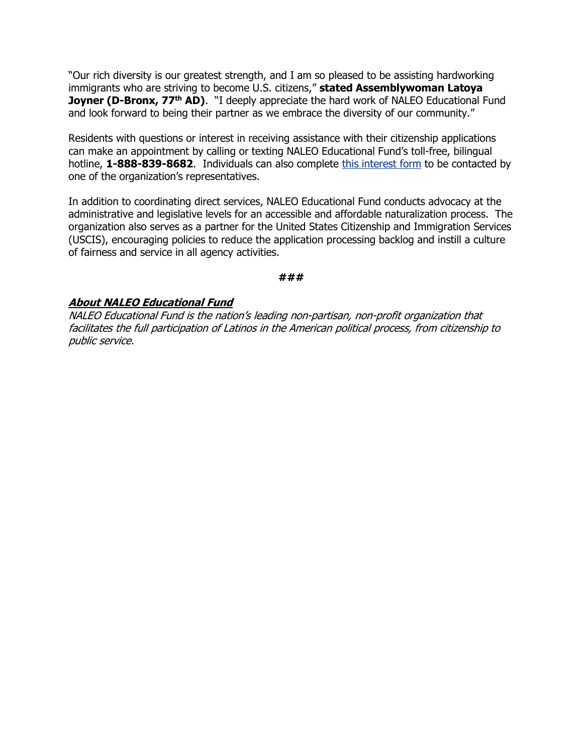"Our rich diversity is our greatest strength, and I am so pleased to be assisting hardworking immigrants who are striving to become U.S. citizens," **stated Assemblywoman Latoya Joyner (D-Bronx, 77th AD)**. "I deeply appreciate the hard work of NALEO Educational Fund and look forward to being their partner as we embrace the diversity of our community."

Residents with questions or interest in receiving assistance with their citizenship applications can make an appointment by calling or texting NALEO Educational Fund's toll-free, bilingual hotline, **1-888-839-8682**. Individuals can also complete this interest form to be contacted by one of the organization's representatives.

In addition to coordinating direct services, NALEO Educational Fund conducts advocacy at the administrative and legislative levels for an accessible and affordable naturalization process. The organization also serves as a partner for the United States Citizenship and Immigration Services (USCIS), encouraging policies to reduce the application processing backlog and instill a culture of fairness and service in all agency activities.

**###**

***About NALEO Educational Fund***

*NALEO Educational Fund is the nation's leading non-partisan, non-profit organization that facilitates the full participation of Latinos in the American political process, from citizenship to public service.*